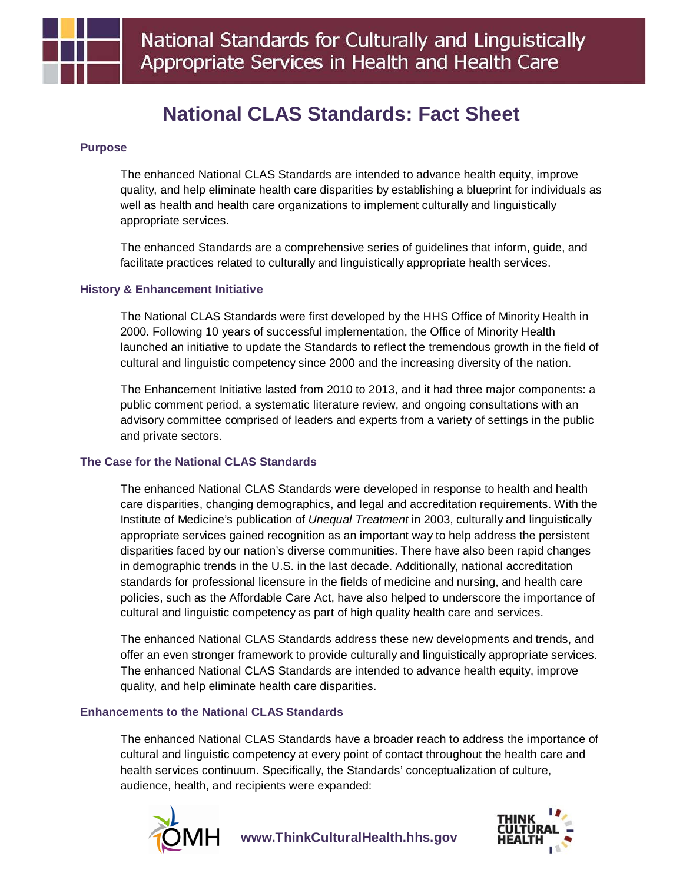National Standards for Culturally and Linguistically Appropriate Services in Health and Health Care

# National CLAS Standards: Fact Sheet

## Purpose

The enhanced National CLAS Standards are intended to advance health equity, improve quality, and help eliminate health care disparities by establishing a blueprint for individuals as well as health and health care organizations to implement culturally and linguistically appropriate services.

The enhanced Standards are a comprehensive series of guidelines that inform, guide, and facilitate practices related to culturally and linguistically appropriate health services.

## History & Enhancement Initiative

The National CLAS Standards were first developed by the HHS Office of Minority Health in 2000. Following 10 years of successful implementation, the Office of Minority Health launched an initiative to update the Standards to reflect the tremendous growth in the field of cultural and linguistic competency since 2000 and the increasing diversity of the nation.

The Enhancement Initiative lasted from 2010 to 2013, and it had three major components: a public comment period, a systematic literature review, and ongoing consultations with an advisory committee comprised of leaders and experts from a variety of settings in the public and private sectors.

## The Case for the National CLAS Standards

The enhanced National CLAS Standards were developed in response to health and health care disparities, changing demographics, and legal and accreditation requirements. With the Institute of Medicine's publication of *Unequal Treatment* in 2003, culturally and linguistically appropriate services gained recognition as an important way to help address the persistent disparities faced by our nation's diverse communities. There have also been rapid changes in demographic trends in the U.S. in the last decade. Additionally, national accreditation standards for professional licensure in the fields of medicine and nursing, and health care policies, such as the Affordable Care Act, have also helped to underscore the importance of cultural and linguistic competency as part of high quality health care and services.

The enhanced National CLAS Standards address these new developments and trends, and offer an even stronger framework to provide culturally and linguistically appropriate services. The enhanced National CLAS Standards are intended to advance health equity, improve quality, and help eliminate health care disparities.

## Enhancements to the National CLAS Standards

The enhanced National CLAS Standards have a broader reach to address the importance of cultural and linguistic competency at every point of contact throughout the health care and health services continuum. Specifically, the Standards' conceptualization of culture, audience, health, and recipients were expanded:

www.ThinkCulturalHealth.hhs.gov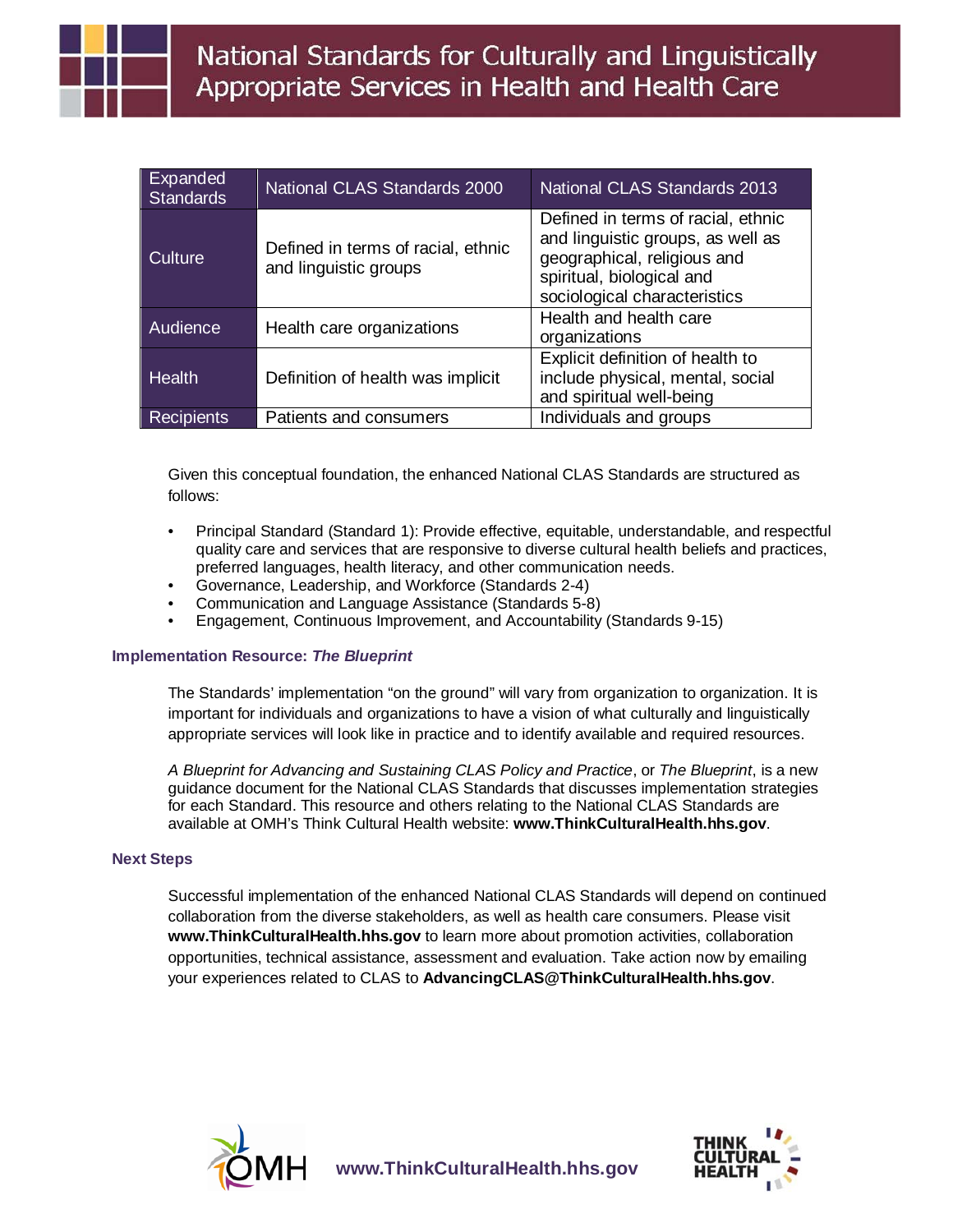| Expanded Standards | National CLAS Standards 2000 | National CLAS Standards 2013 |
|---|---|---|
| Culture | Defined in terms of racial, ethnic and linguistic groups | Defined in terms of racial, ethnic and linguistic groups, as well as geographical, religious and spiritual, biological and sociological characteristics |
| Audience | Health care organizations | Health and health care organizations |
| Health | Definition of health was implicit | Explicit definition of health to include physical, mental, social and spiritual well-being |
| Recipients | Patients and consumers | Individuals and groups |

Given this conceptual foundation, the enhanced National CLAS Standards are structured as follows:

- Principal Standard (Standard 1): Provide effective, equitable, understandable, and respectful quality care and services that are responsive to diverse cultural health beliefs and practices, preferred languages, health literacy, and other communication needs.
- Governance, Leadership, and Workforce (Standards 2-4)
- Communication and Language Assistance (Standards 5-8)
- Engagement, Continuous Improvement, and Accountability (Standards 9-15)

### Implementation Resource: *The Blueprint*

The Standards' implementation "on the ground" will vary from organization to organization. It is important for individuals and organizations to have a vision of what culturally and linguistically appropriate services will look like in practice and to identify available and required resources.

*A Blueprint for Advancing and Sustaining CLAS Policy and Practice*, or *The Blueprint*, is a new guidance document for the National CLAS Standards that discusses implementation strategies for each Standard. This resource and others relating to the National CLAS Standards are available at OMH's Think Cultural Health website: **www.ThinkCulturalHealth.hhs.gov**.

### Next Steps

Successful implementation of the enhanced National CLAS Standards will depend on continued collaboration from the diverse stakeholders, as well as health care consumers. Please visit **www.ThinkCulturalHealth.hhs.gov** to learn more about promotion activities, collaboration opportunities, technical assistance, assessment and evaluation. Take action now by emailing your experiences related to CLAS to **AdvancingCLAS@ThinkCulturalHealth.hhs.gov**.